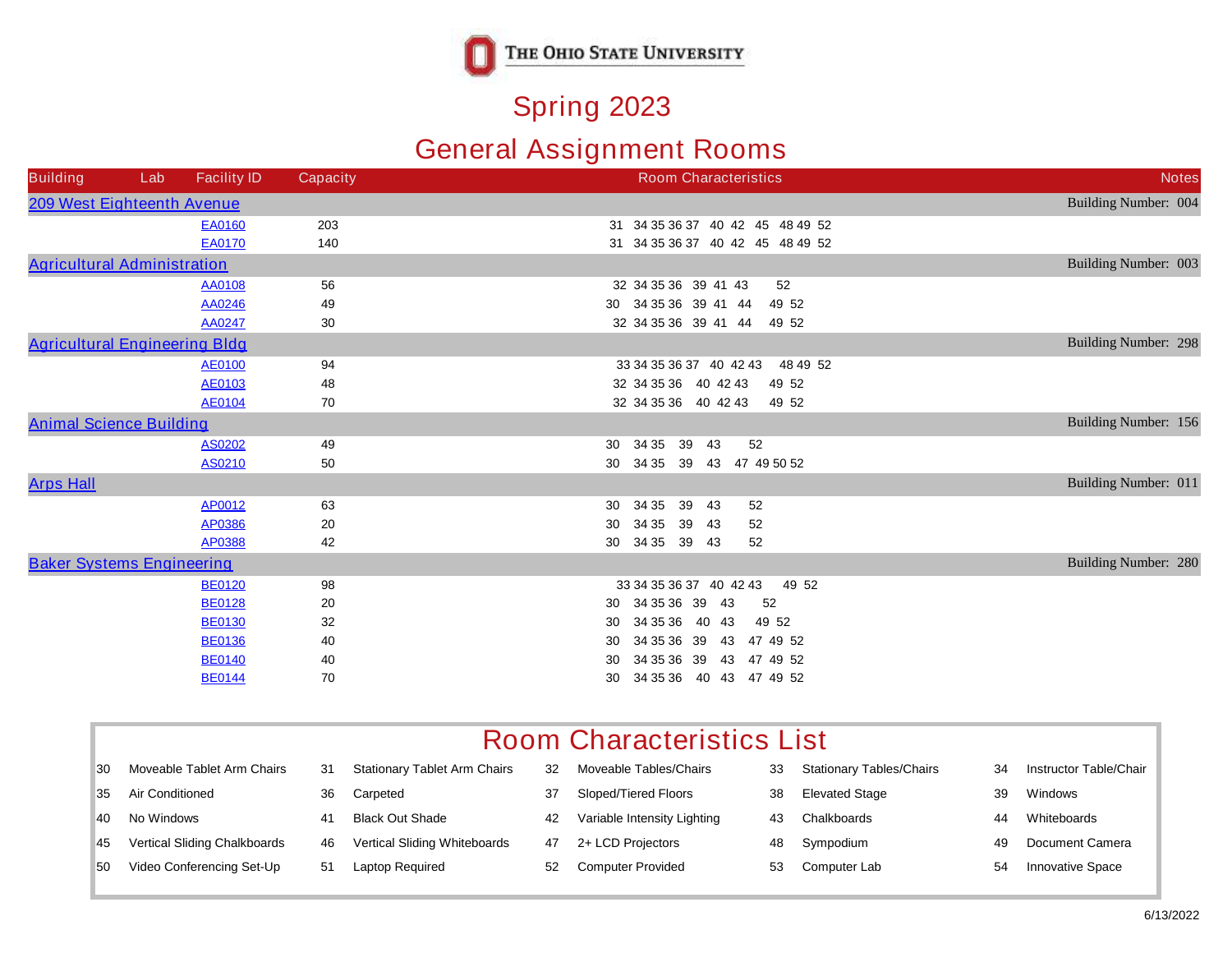# The Ohio State University

## Spring 2023

## General Assignment Rooms

| Building | Lab | Facility ID | Capacity | Room Characteristics | Notes |
|---|---|---|---|---|---|
| 209 West Eighteenth Avenue | | | | | Building Number: 004 |
| | | EA0160 | 203 | 31 34 35 36 37 40 42 45 48 49 52 | |
| | | EA0170 | 140 | 31 34 35 36 37 40 42 45 48 49 52 | |
| Agricultural Administration | | | | | Building Number: 003 |
| | | AA0108 | 56 | 32 34 35 36 39 41 43 52 | |
| | | AA0246 | 49 | 30 34 35 36 39 41 44 49 52 | |
| | | AA0247 | 30 | 32 34 35 36 39 41 44 49 52 | |
| Agricultural Engineering Bldg | | | | | Building Number: 298 |
| | | AE0100 | 94 | 33 34 35 36 37 40 42 43 48 49 52 | |
| | | AE0103 | 48 | 32 34 35 36 40 42 43 49 52 | |
| | | AE0104 | 70 | 32 34 35 36 40 42 43 49 52 | |
| Animal Science Building | | | | | Building Number: 156 |
| | | AS0202 | 49 | 30 34 35 39 43 52 | |
| | | AS0210 | 50 | 30 34 35 39 43 47 49 50 52 | |
| Arps Hall | | | | | Building Number: 011 |
| | | AP0012 | 63 | 30 34 35 39 43 52 | |
| | | AP0386 | 20 | 30 34 35 39 43 52 | |
| | | AP0388 | 42 | 30 34 35 39 43 52 | |
| Baker Systems Engineering | | | | | Building Number: 280 |
| | | BE0120 | 98 | 33 34 35 36 37 40 42 43 49 52 | |
| | | BE0128 | 20 | 30 34 35 36 39 43 52 | |
| | | BE0130 | 32 | 30 34 35 36 40 43 49 52 | |
| | | BE0136 | 40 | 30 34 35 36 39 43 47 49 52 | |
| | | BE0140 | 40 | 30 34 35 36 39 43 47 49 52 | |
| | | BE0144 | 70 | 30 34 35 36 40 43 47 49 52 | |

## Room Characteristics List

| | | | | | | | | | |
|---|---|---|---|---|---|---|---|---|---|
| 30 | Moveable Tablet Arm Chairs | 31 | Stationary Tablet Arm Chairs | 32 | Moveable Tables/Chairs | 33 | Stationary Tables/Chairs | 34 | Instructor Table/Chair |
| 35 | Air Conditioned | 36 | Carpeted | 37 | Sloped/Tiered Floors | 38 | Elevated Stage | 39 | Windows |
| 40 | No Windows | 41 | Black Out Shade | 42 | Variable Intensity Lighting | 43 | Chalkboards | 44 | Whiteboards |
| 45 | Vertical Sliding Chalkboards | 46 | Vertical Sliding Whiteboards | 47 | 2+ LCD Projectors | 48 | Sympodium | 49 | Document Camera |
| 50 | Video Conferencing Set-Up | 51 | Laptop Required | 52 | Computer Provided | 53 | Computer Lab | 54 | Innovative Space |

6/13/2022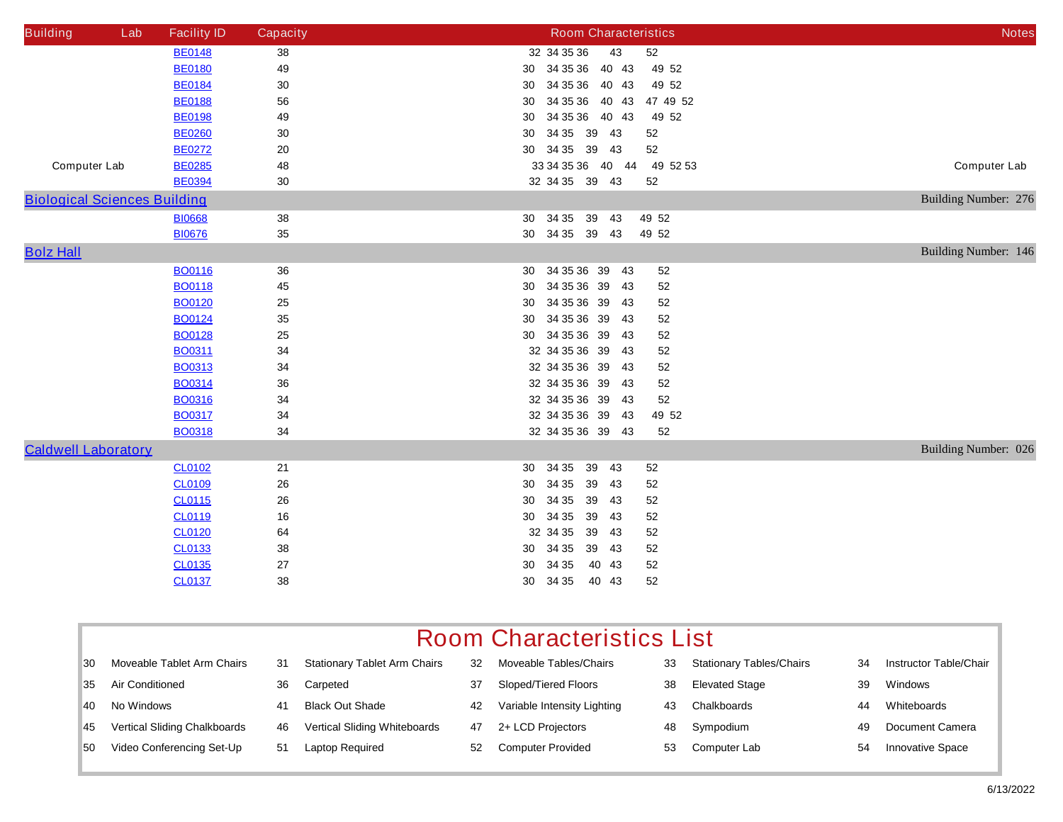| Building | Lab | Facility ID | Capacity | Room Characteristics | Notes |
|---|---|---|---|---|---|
| | | BE0148 | 38 | 32 34 35 36 43 52 | |
| | | BE0180 | 49 | 30 34 35 36 40 43 49 52 | |
| | | BE0184 | 30 | 30 34 35 36 40 43 49 52 | |
| | | BE0188 | 56 | 30 34 35 36 40 43 47 49 52 | |
| | | BE0198 | 49 | 30 34 35 36 40 43 49 52 | |
| | | BE0260 | 30 | 30 34 35 39 43 52 | |
| | | BE0272 | 20 | 30 34 35 39 43 52 | |
| | Computer Lab | BE0285 | 48 | 33 34 35 36 40 44 49 52 53 | Computer Lab |
| | | BE0394 | 30 | 32 34 35 39 43 52 | |
| Biological Sciences Building | | | | | Building Number: 276 |
| | | BI0668 | 38 | 30 34 35 39 43 49 52 | |
| | | BI0676 | 35 | 30 34 35 39 43 49 52 | |
| Bolz Hall | | | | | Building Number: 146 |
| | | BO0116 | 36 | 30 34 35 36 39 43 52 | |
| | | BO0118 | 45 | 30 34 35 36 39 43 52 | |
| | | BO0120 | 25 | 30 34 35 36 39 43 52 | |
| | | BO0124 | 35 | 30 34 35 36 39 43 52 | |
| | | BO0128 | 25 | 30 34 35 36 39 43 52 | |
| | | BO0311 | 34 | 32 34 35 36 39 43 52 | |
| | | BO0313 | 34 | 32 34 35 36 39 43 52 | |
| | | BO0314 | 36 | 32 34 35 36 39 43 52 | |
| | | BO0316 | 34 | 32 34 35 36 39 43 52 | |
| | | BO0317 | 34 | 32 34 35 36 39 43 49 52 | |
| | | BO0318 | 34 | 32 34 35 36 39 43 52 | |
| Caldwell Laboratory | | | | | Building Number: 026 |
| | | CL0102 | 21 | 30 34 35 39 43 52 | |
| | | CL0109 | 26 | 30 34 35 39 43 52 | |
| | | CL0115 | 26 | 30 34 35 39 43 52 | |
| | | CL0119 | 16 | 30 34 35 39 43 52 | |
| | | CL0120 | 64 | 32 34 35 39 43 52 | |
| | | CL0133 | 38 | 30 34 35 39 43 52 | |
| | | CL0135 | 27 | 30 34 35 40 43 52 | |
| | | CL0137 | 38 | 30 34 35 40 43 52 | |

## Room Characteristics List

| | | | | | | | | | |
|---|---|---|---|---|---|---|---|---|---|
| 30 | Moveable Tablet Arm Chairs | 31 | Stationary Tablet Arm Chairs | 32 | Moveable Tables/Chairs | 33 | Stationary Tables/Chairs | 34 | Instructor Table/Chair |
| 35 | Air Conditioned | 36 | Carpeted | 37 | Sloped/Tiered Floors | 38 | Elevated Stage | 39 | Windows |
| 40 | No Windows | 41 | Black Out Shade | 42 | Variable Intensity Lighting | 43 | Chalkboards | 44 | Whiteboards |
| 45 | Vertical Sliding Chalkboards | 46 | Vertical Sliding Whiteboards | 47 | 2+ LCD Projectors | 48 | Sympodium | 49 | Document Camera |
| 50 | Video Conferencing Set-Up | 51 | Laptop Required | 52 | Computer Provided | 53 | Computer Lab | 54 | Innovative Space |

6/13/2022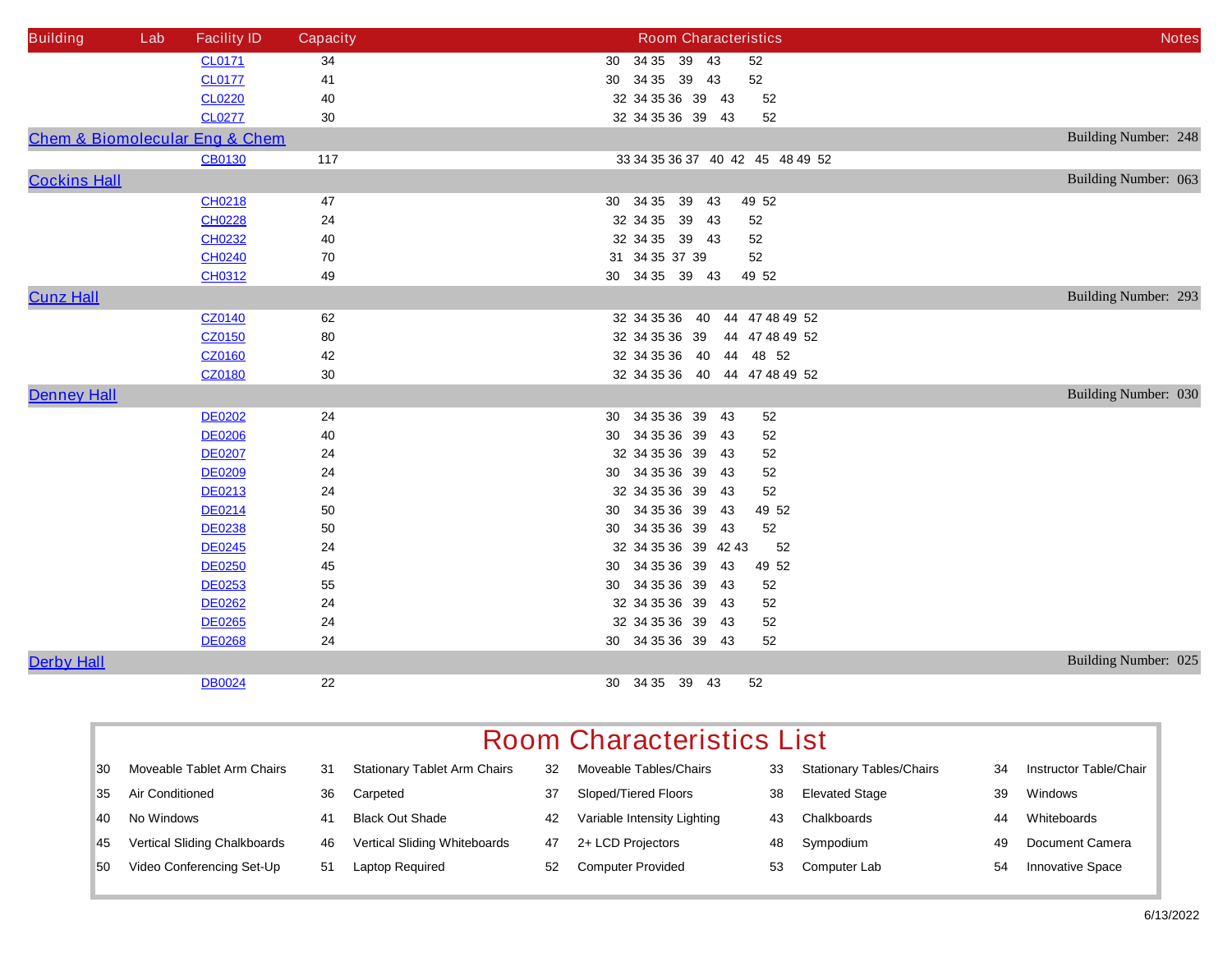| Building | Lab | Facility ID | Capacity | Room Characteristics | Notes |
|---|---|---|---|---|---|
| | | CL0171 | 34 | 30 34 35 39 43 52 | |
| | | CL0177 | 41 | 30 34 35 39 43 52 | |
| | | CL0220 | 40 | 32 34 35 36 39 43 52 | |
| | | CL0277 | 30 | 32 34 35 36 39 43 52 | |
| Chem & Biomolecular Eng & Chem | | | | | Building Number: 248 |
| | | CB0130 | 117 | 33 34 35 36 37 40 42 45 48 49 52 | |
| Cockins Hall | | | | | Building Number: 063 |
| | | CH0218 | 47 | 30 34 35 39 43 49 52 | |
| | | CH0228 | 24 | 32 34 35 39 43 52 | |
| | | CH0232 | 40 | 32 34 35 39 43 52 | |
| | | CH0240 | 70 | 31 34 35 37 39 52 | |
| | | CH0312 | 49 | 30 34 35 39 43 49 52 | |
| Cunz Hall | | | | | Building Number: 293 |
| | | CZ0140 | 62 | 32 34 35 36 40 44 47 48 49 52 | |
| | | CZ0150 | 80 | 32 34 35 36 39 44 47 48 49 52 | |
| | | CZ0160 | 42 | 32 34 35 36 40 44 48 52 | |
| | | CZ0180 | 30 | 32 34 35 36 40 44 47 48 49 52 | |
| Denney Hall | | | | | Building Number: 030 |
| | | DE0202 | 24 | 30 34 35 36 39 43 52 | |
| | | DE0206 | 40 | 30 34 35 36 39 43 52 | |
| | | DE0207 | 24 | 32 34 35 36 39 43 52 | |
| | | DE0209 | 24 | 30 34 35 36 39 43 52 | |
| | | DE0213 | 24 | 32 34 35 36 39 43 52 | |
| | | DE0214 | 50 | 30 34 35 36 39 43 49 52 | |
| | | DE0238 | 50 | 30 34 35 36 39 43 52 | |
| | | DE0245 | 24 | 32 34 35 36 39 42 43 52 | |
| | | DE0250 | 45 | 30 34 35 36 39 43 49 52 | |
| | | DE0253 | 55 | 30 34 35 36 39 43 52 | |
| | | DE0262 | 24 | 32 34 35 36 39 43 52 | |
| | | DE0265 | 24 | 32 34 35 36 39 43 52 | |
| | | DE0268 | 24 | 30 34 35 36 39 43 52 | |
| Derby Hall | | | | | Building Number: 025 |
| | | DB0024 | 22 | 30 34 35 39 43 52 | |

## Room Characteristics List

| | | | | | | | | | |
|---|---|---|---|---|---|---|---|---|---|
| 30 | Moveable Tablet Arm Chairs | 31 | Stationary Tablet Arm Chairs | 32 | Moveable Tables/Chairs | 33 | Stationary Tables/Chairs | 34 | Instructor Table/Chair |
| 35 | Air Conditioned | 36 | Carpeted | 37 | Sloped/Tiered Floors | 38 | Elevated Stage | 39 | Windows |
| 40 | No Windows | 41 | Black Out Shade | 42 | Variable Intensity Lighting | 43 | Chalkboards | 44 | Whiteboards |
| 45 | Vertical Sliding Chalkboards | 46 | Vertical Sliding Whiteboards | 47 | 2+ LCD Projectors | 48 | Sympodium | 49 | Document Camera |
| 50 | Video Conferencing Set-Up | 51 | Laptop Required | 52 | Computer Provided | 53 | Computer Lab | 54 | Innovative Space |

6/13/2022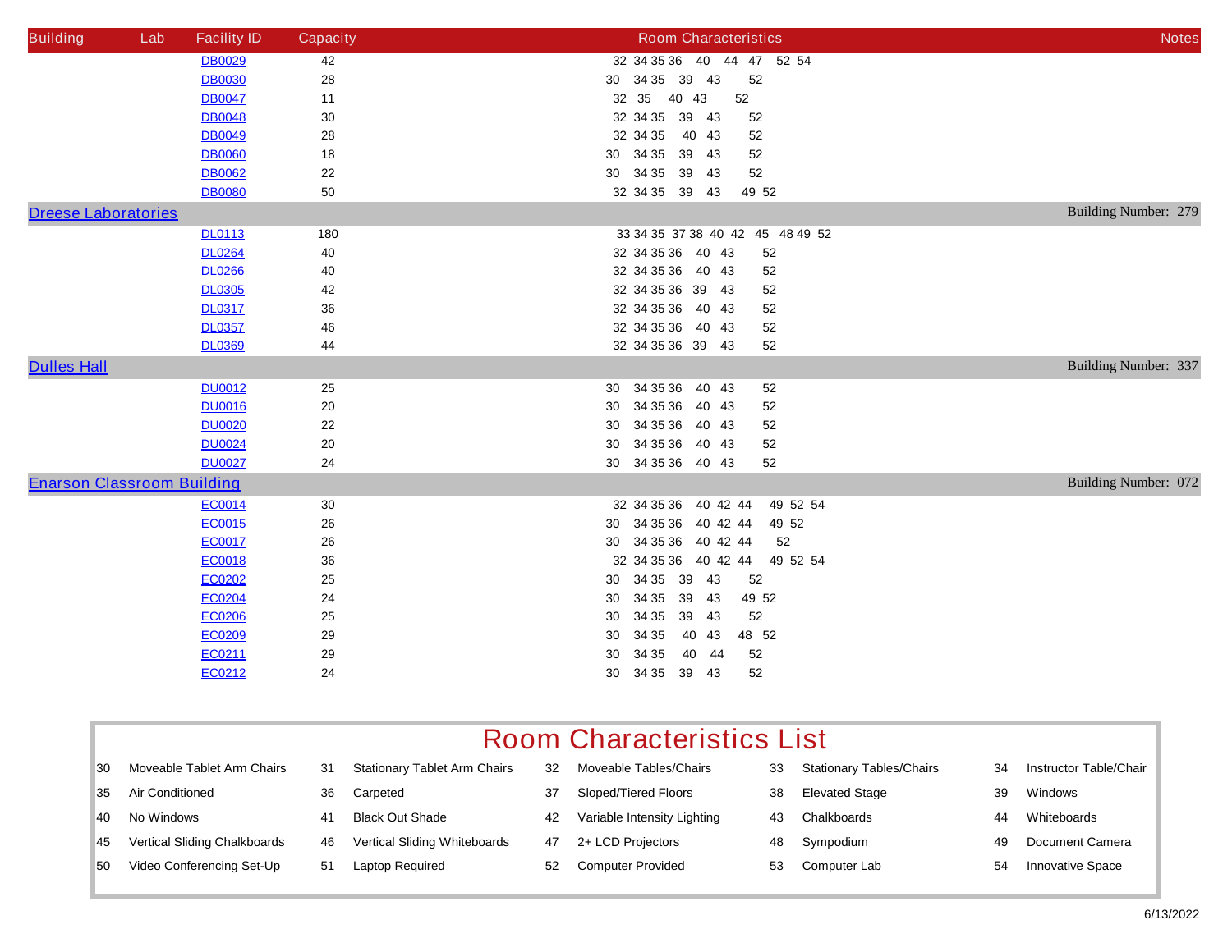| Building | Lab | Facility ID | Capacity | Room Characteristics | Notes |
|---|---|---|---|---|---|
| | | DB0029 | 42 | 32 34 35 36 40 44 47 52 54 | |
| | | DB0030 | 28 | 30 34 35 39 43 52 | |
| | | DB0047 | 11 | 32 35 40 43 52 | |
| | | DB0048 | 30 | 32 34 35 39 43 52 | |
| | | DB0049 | 28 | 32 34 35 40 43 52 | |
| | | DB0060 | 18 | 30 34 35 39 43 52 | |
| | | DB0062 | 22 | 30 34 35 39 43 52 | |
| | | DB0080 | 50 | 32 34 35 39 43 49 52 | |
| **Dreese Laboratories** | | | | | Building Number: 279 |
| | | DL0113 | 180 | 33 34 35 37 38 40 42 45 48 49 52 | |
| | | DL0264 | 40 | 32 34 35 36 40 43 52 | |
| | | DL0266 | 40 | 32 34 35 36 40 43 52 | |
| | | DL0305 | 42 | 32 34 35 36 39 43 52 | |
| | | DL0317 | 36 | 32 34 35 36 40 43 52 | |
| | | DL0357 | 46 | 32 34 35 36 40 43 52 | |
| | | DL0369 | 44 | 32 34 35 36 39 43 52 | |
| **Dulles Hall** | | | | | Building Number: 337 |
| | | DU0012 | 25 | 30 34 35 36 40 43 52 | |
| | | DU0016 | 20 | 30 34 35 36 40 43 52 | |
| | | DU0020 | 22 | 30 34 35 36 40 43 52 | |
| | | DU0024 | 20 | 30 34 35 36 40 43 52 | |
| | | DU0027 | 24 | 30 34 35 36 40 43 52 | |
| **Enarson Classroom Building** | | | | | Building Number: 072 |
| | | EC0014 | 30 | 32 34 35 36 40 42 44 49 52 54 | |
| | | EC0015 | 26 | 30 34 35 36 40 42 44 49 52 | |
| | | EC0017 | 26 | 30 34 35 36 40 42 44 52 | |
| | | EC0018 | 36 | 32 34 35 36 40 42 44 49 52 54 | |
| | | EC0202 | 25 | 30 34 35 39 43 52 | |
| | | EC0204 | 24 | 30 34 35 39 43 49 52 | |
| | | EC0206 | 25 | 30 34 35 39 43 52 | |
| | | EC0209 | 29 | 30 34 35 40 43 48 52 | |
| | | EC0211 | 29 | 30 34 35 40 44 52 | |
| | | EC0212 | 24 | 30 34 35 39 43 52 | |

## Room Characteristics List

| | | | | | | | | | |
|---|---|---|---|---|---|---|---|---|---|
| 30 | Moveable Tablet Arm Chairs | 31 | Stationary Tablet Arm Chairs | 32 | Moveable Tables/Chairs | 33 | Stationary Tables/Chairs | 34 | Instructor Table/Chair |
| 35 | Air Conditioned | 36 | Carpeted | 37 | Sloped/Tiered Floors | 38 | Elevated Stage | 39 | Windows |
| 40 | No Windows | 41 | Black Out Shade | 42 | Variable Intensity Lighting | 43 | Chalkboards | 44 | Whiteboards |
| 45 | Vertical Sliding Chalkboards | 46 | Vertical Sliding Whiteboards | 47 | 2+ LCD Projectors | 48 | Sympodium | 49 | Document Camera |
| 50 | Video Conferencing Set-Up | 51 | Laptop Required | 52 | Computer Provided | 53 | Computer Lab | 54 | Innovative Space |

6/13/2022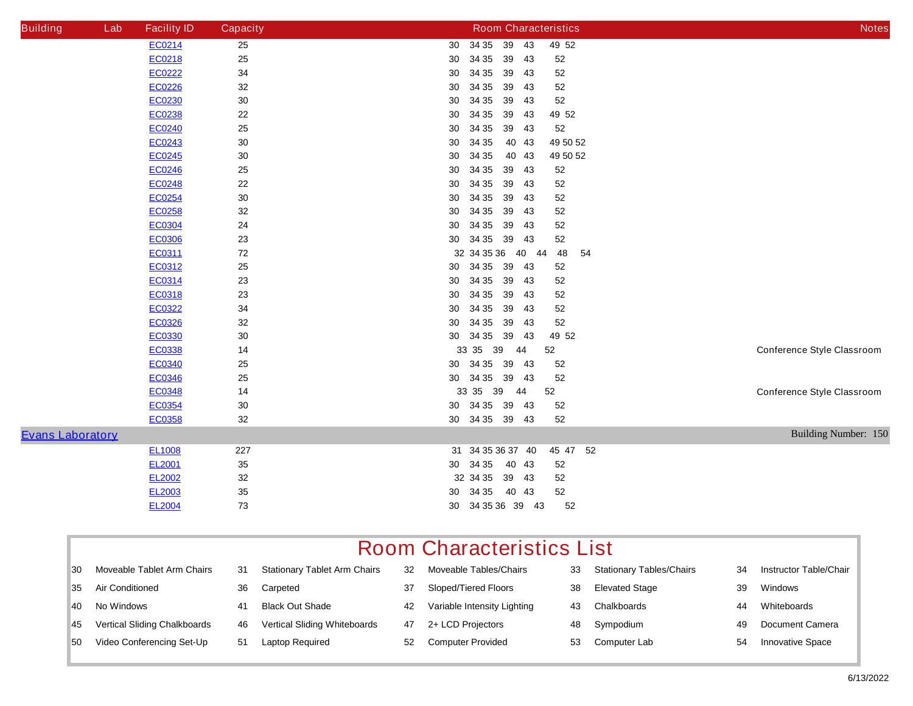| Building | Lab | Facility ID | Capacity | Room Characteristics | Notes |
|---|---|---|---|---|---|
| | | EC0214 | 25 | 30 34 35 39 43 49 52 | |
| | | EC0218 | 25 | 30 34 35 39 43 52 | |
| | | EC0222 | 34 | 30 34 35 39 43 52 | |
| | | EC0226 | 32 | 30 34 35 39 43 52 | |
| | | EC0230 | 30 | 30 34 35 39 43 52 | |
| | | EC0238 | 22 | 30 34 35 39 43 49 52 | |
| | | EC0240 | 25 | 30 34 35 39 43 52 | |
| | | EC0243 | 30 | 30 34 35 40 43 49 50 52 | |
| | | EC0245 | 30 | 30 34 35 40 43 49 50 52 | |
| | | EC0246 | 25 | 30 34 35 39 43 52 | |
| | | EC0248 | 22 | 30 34 35 39 43 52 | |
| | | EC0254 | 30 | 30 34 35 39 43 52 | |
| | | EC0258 | 32 | 30 34 35 39 43 52 | |
| | | EC0304 | 24 | 30 34 35 39 43 52 | |
| | | EC0306 | 23 | 30 34 35 39 43 52 | |
| | | EC0311 | 72 | 32 34 35 36 40 44 48 54 | |
| | | EC0312 | 25 | 30 34 35 39 43 52 | |
| | | EC0314 | 23 | 30 34 35 39 43 52 | |
| | | EC0318 | 23 | 30 34 35 39 43 52 | |
| | | EC0322 | 34 | 30 34 35 39 43 52 | |
| | | EC0326 | 32 | 30 34 35 39 43 52 | |
| | | EC0330 | 30 | 30 34 35 39 43 49 52 | |
| | | EC0338 | 14 | 33 35 39 44 52 | Conference Style Classroom |
| | | EC0340 | 25 | 30 34 35 39 43 52 | |
| | | EC0346 | 25 | 30 34 35 39 43 52 | |
| | | EC0348 | 14 | 33 35 39 44 52 | Conference Style Classroom |
| | | EC0354 | 30 | 30 34 35 39 43 52 | |
| | | EC0358 | 32 | 30 34 35 39 43 52 | |
| Evans Laboratory | | | | | Building Number: 150 |
| | | EL1008 | 227 | 31 34 35 36 37 40 45 47 52 | |
| | | EL2001 | 35 | 30 34 35 40 43 52 | |
| | | EL2002 | 32 | 32 34 35 39 43 52 | |
| | | EL2003 | 35 | 30 34 35 40 43 52 | |
| | | EL2004 | 73 | 30 34 35 36 39 43 52 | |

## Room Characteristics List

| | | | | | | | | | |
|---|---|---|---|---|---|---|---|---|---|
| 30 | Moveable Tablet Arm Chairs | 31 | Stationary Tablet Arm Chairs | 32 | Moveable Tables/Chairs | 33 | Stationary Tables/Chairs | 34 | Instructor Table/Chair |
| 35 | Air Conditioned | 36 | Carpeted | 37 | Sloped/Tiered Floors | 38 | Elevated Stage | 39 | Windows |
| 40 | No Windows | 41 | Black Out Shade | 42 | Variable Intensity Lighting | 43 | Chalkboards | 44 | Whiteboards |
| 45 | Vertical Sliding Chalkboards | 46 | Vertical Sliding Whiteboards | 47 | 2+ LCD Projectors | 48 | Sympodium | 49 | Document Camera |
| 50 | Video Conferencing Set-Up | 51 | Laptop Required | 52 | Computer Provided | 53 | Computer Lab | 54 | Innovative Space |

6/13/2022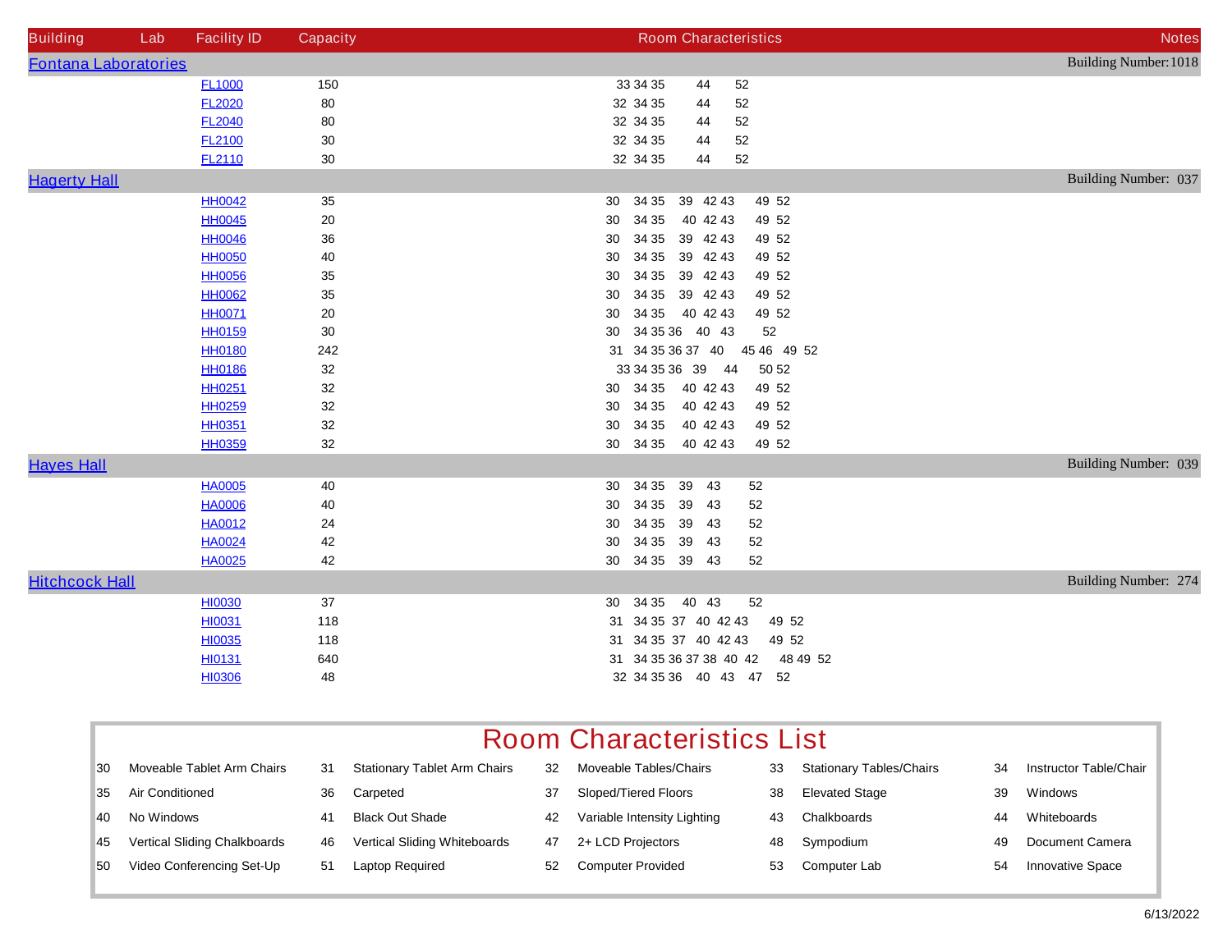| Building | Lab | Facility ID | Capacity | Room Characteristics | Notes |
|---|---|---|---|---|---|
| Fontana Laboratories | | | | | Building Number:1018 |
| | | FL1000 | 150 | 33 34 35 44 52 | |
| | | FL2020 | 80 | 32 34 35 44 52 | |
| | | FL2040 | 80 | 32 34 35 44 52 | |
| | | FL2100 | 30 | 32 34 35 44 52 | |
| | | FL2110 | 30 | 32 34 35 44 52 | |
| Hagerty Hall | | | | | Building Number: 037 |
| | | HH0042 | 35 | 30 34 35 39 42 43 49 52 | |
| | | HH0045 | 20 | 30 34 35 40 42 43 49 52 | |
| | | HH0046 | 36 | 30 34 35 39 42 43 49 52 | |
| | | HH0050 | 40 | 30 34 35 39 42 43 49 52 | |
| | | HH0056 | 35 | 30 34 35 39 42 43 49 52 | |
| | | HH0062 | 35 | 30 34 35 39 42 43 49 52 | |
| | | HH0071 | 20 | 30 34 35 40 42 43 49 52 | |
| | | HH0159 | 30 | 30 34 35 36 40 43 52 | |
| | | HH0180 | 242 | 31 34 35 36 37 40 45 46 49 52 | |
| | | HH0186 | 32 | 33 34 35 36 39 44 50 52 | |
| | | HH0251 | 32 | 30 34 35 40 42 43 49 52 | |
| | | HH0259 | 32 | 30 34 35 40 42 43 49 52 | |
| | | HH0351 | 32 | 30 34 35 40 42 43 49 52 | |
| | | HH0359 | 32 | 30 34 35 40 42 43 49 52 | |
| Hayes Hall | | | | | Building Number: 039 |
| | | HA0005 | 40 | 30 34 35 39 43 52 | |
| | | HA0006 | 40 | 30 34 35 39 43 52 | |
| | | HA0012 | 24 | 30 34 35 39 43 52 | |
| | | HA0024 | 42 | 30 34 35 39 43 52 | |
| | | HA0025 | 42 | 30 34 35 39 43 52 | |
| Hitchcock Hall | | | | | Building Number: 274 |
| | | HI0030 | 37 | 30 34 35 40 43 52 | |
| | | HI0031 | 118 | 31 34 35 37 40 42 43 49 52 | |
| | | HI0035 | 118 | 31 34 35 37 40 42 43 49 52 | |
| | | HI0131 | 640 | 31 34 35 36 37 38 40 42 48 49 52 | |
| | | HI0306 | 48 | 32 34 35 36 40 43 47 52 | |

## Room Characteristics List

| | | | | | | | | | |
|---|---|---|---|---|---|---|---|---|---|
| 30 | Moveable Tablet Arm Chairs | 31 | Stationary Tablet Arm Chairs | 32 | Moveable Tables/Chairs | 33 | Stationary Tables/Chairs | 34 | Instructor Table/Chair |
| 35 | Air Conditioned | 36 | Carpeted | 37 | Sloped/Tiered Floors | 38 | Elevated Stage | 39 | Windows |
| 40 | No Windows | 41 | Black Out Shade | 42 | Variable Intensity Lighting | 43 | Chalkboards | 44 | Whiteboards |
| 45 | Vertical Sliding Chalkboards | 46 | Vertical Sliding Whiteboards | 47 | 2+ LCD Projectors | 48 | Sympodium | 49 | Document Camera |
| 50 | Video Conferencing Set-Up | 51 | Laptop Required | 52 | Computer Provided | 53 | Computer Lab | 54 | Innovative Space |

6/13/2022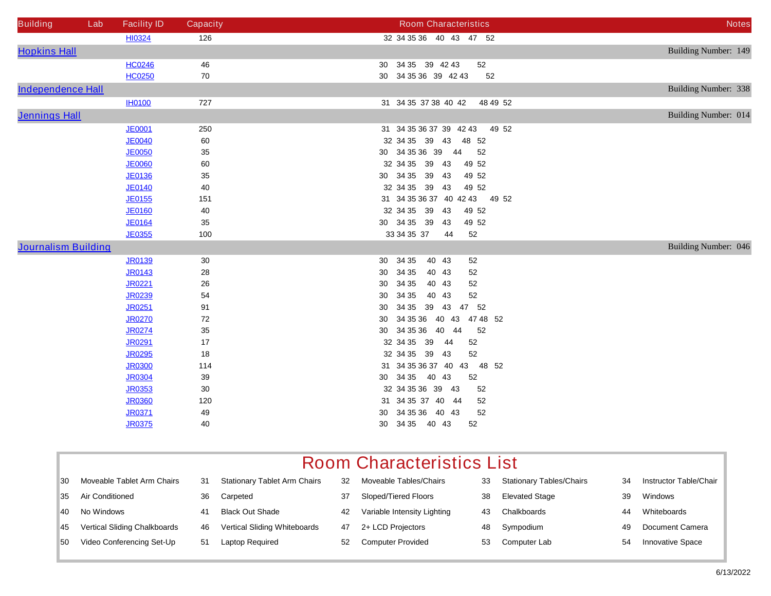| Building | Lab | Facility ID | Capacity | Room Characteristics | Notes |
|---|---|---|---|---|---|
| | | HI0324 | 126 | 32 34 35 36 40 43 47 52 | |
| **Hopkins Hall** | | | | | Building Number: 149 |
| | | HC0246 | 46 | 30 34 35 39 42 43 52 | |
| | | HC0250 | 70 | 30 34 35 36 39 42 43 52 | |
| **Independence Hall** | | | | | Building Number: 338 |
| | | IH0100 | 727 | 31 34 35 37 38 40 42 48 49 52 | |
| **Jennings Hall** | | | | | Building Number: 014 |
| | | JE0001 | 250 | 31 34 35 36 37 39 42 43 49 52 | |
| | | JE0040 | 60 | 32 34 35 39 43 48 52 | |
| | | JE0050 | 35 | 30 34 35 36 39 44 52 | |
| | | JE0060 | 60 | 32 34 35 39 43 49 52 | |
| | | JE0136 | 35 | 30 34 35 39 43 49 52 | |
| | | JE0140 | 40 | 32 34 35 39 43 49 52 | |
| | | JE0155 | 151 | 31 34 35 36 37 40 42 43 49 52 | |
| | | JE0160 | 40 | 32 34 35 39 43 49 52 | |
| | | JE0164 | 35 | 30 34 35 39 43 49 52 | |
| | | JE0355 | 100 | 33 34 35 37 44 52 | |
| **Journalism Building** | | | | | Building Number: 046 |
| | | JR0139 | 30 | 30 34 35 40 43 52 | |
| | | JR0143 | 28 | 30 34 35 40 43 52 | |
| | | JR0221 | 26 | 30 34 35 40 43 52 | |
| | | JR0239 | 54 | 30 34 35 40 43 52 | |
| | | JR0251 | 91 | 30 34 35 39 43 47 52 | |
| | | JR0270 | 72 | 30 34 35 36 40 43 47 48 52 | |
| | | JR0274 | 35 | 30 34 35 36 40 44 52 | |
| | | JR0291 | 17 | 32 34 35 39 44 52 | |
| | | JR0295 | 18 | 32 34 35 39 43 52 | |
| | | JR0300 | 114 | 31 34 35 36 37 40 43 48 52 | |
| | | JR0304 | 39 | 30 34 35 40 43 52 | |
| | | JR0353 | 30 | 32 34 35 36 39 43 52 | |
| | | JR0360 | 120 | 31 34 35 37 40 44 52 | |
| | | JR0371 | 49 | 30 34 35 36 40 43 52 | |
| | | JR0375 | 40 | 30 34 35 40 43 52 | |

## Room Characteristics List

| | | | | | | | | | |
|---|---|---|---|---|---|---|---|---|---|
| 30 | Moveable Tablet Arm Chairs | 31 | Stationary Tablet Arm Chairs | 32 | Moveable Tables/Chairs | 33 | Stationary Tables/Chairs | 34 | Instructor Table/Chair |
| 35 | Air Conditioned | 36 | Carpeted | 37 | Sloped/Tiered Floors | 38 | Elevated Stage | 39 | Windows |
| 40 | No Windows | 41 | Black Out Shade | 42 | Variable Intensity Lighting | 43 | Chalkboards | 44 | Whiteboards |
| 45 | Vertical Sliding Chalkboards | 46 | Vertical Sliding Whiteboards | 47 | 2+ LCD Projectors | 48 | Sympodium | 49 | Document Camera |
| 50 | Video Conferencing Set-Up | 51 | Laptop Required | 52 | Computer Provided | 53 | Computer Lab | 54 | Innovative Space |

6/13/2022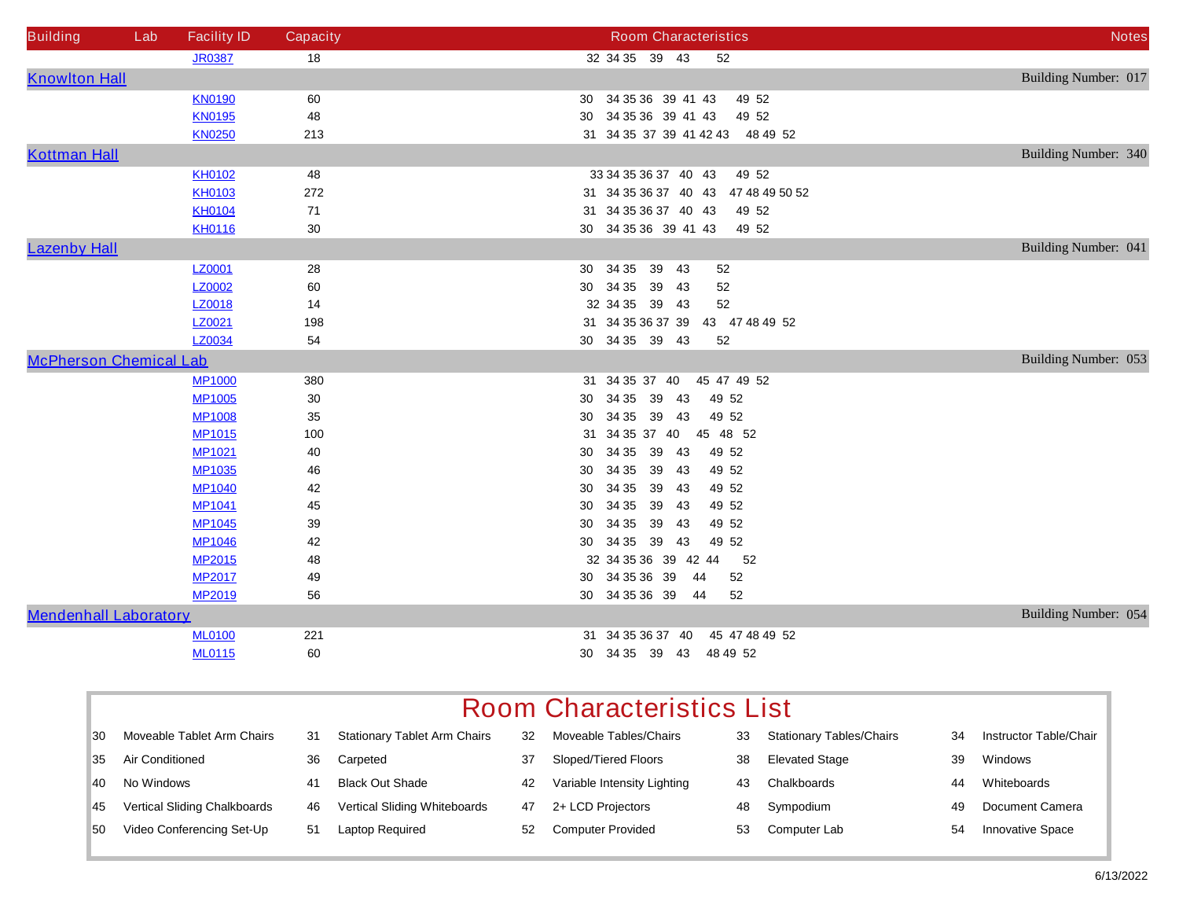| Building | Lab | Facility ID | Capacity | Room Characteristics | Notes |
|---|---|---|---|---|---|
| | | JR0387 | 18 | 32 34 35 39 43 52 | |
| **Knowlton Hall** | | | | | Building Number: 017 |
| | | KN0190 | 60 | 30 34 35 36 39 41 43 49 52 | |
| | | KN0195 | 48 | 30 34 35 36 39 41 43 49 52 | |
| | | KN0250 | 213 | 31 34 35 37 39 41 42 43 48 49 52 | |
| **Kottman Hall** | | | | | Building Number: 340 |
| | | KH0102 | 48 | 33 34 35 36 37 40 43 49 52 | |
| | | KH0103 | 272 | 31 34 35 36 37 40 43 47 48 49 50 52 | |
| | | KH0104 | 71 | 31 34 35 36 37 40 43 49 52 | |
| | | KH0116 | 30 | 30 34 35 36 39 41 43 49 52 | |
| **Lazenby Hall** | | | | | Building Number: 041 |
| | | LZ0001 | 28 | 30 34 35 39 43 52 | |
| | | LZ0002 | 60 | 30 34 35 39 43 52 | |
| | | LZ0018 | 14 | 32 34 35 39 43 52 | |
| | | LZ0021 | 198 | 31 34 35 36 37 39 43 47 48 49 52 | |
| | | LZ0034 | 54 | 30 34 35 39 43 52 | |
| **McPherson Chemical Lab** | | | | | Building Number: 053 |
| | | MP1000 | 380 | 31 34 35 37 40 45 47 49 52 | |
| | | MP1005 | 30 | 30 34 35 39 43 49 52 | |
| | | MP1008 | 35 | 30 34 35 39 43 49 52 | |
| | | MP1015 | 100 | 31 34 35 37 40 45 48 52 | |
| | | MP1021 | 40 | 30 34 35 39 43 49 52 | |
| | | MP1035 | 46 | 30 34 35 39 43 49 52 | |
| | | MP1040 | 42 | 30 34 35 39 43 49 52 | |
| | | MP1041 | 45 | 30 34 35 39 43 49 52 | |
| | | MP1045 | 39 | 30 34 35 39 43 49 52 | |
| | | MP1046 | 42 | 30 34 35 39 43 49 52 | |
| | | MP2015 | 48 | 32 34 35 36 39 42 44 52 | |
| | | MP2017 | 49 | 30 34 35 36 39 44 52 | |
| | | MP2019 | 56 | 30 34 35 36 39 44 52 | |
| **Mendenhall Laboratory** | | | | | Building Number: 054 |
| | | ML0100 | 221 | 31 34 35 36 37 40 45 47 48 49 52 | |
| | | ML0115 | 60 | 30 34 35 39 43 48 49 52 | |

## Room Characteristics List

| | | | | | | | | | |
|---|---|---|---|---|---|---|---|---|---|
| 30 | Moveable Tablet Arm Chairs | 31 | Stationary Tablet Arm Chairs | 32 | Moveable Tables/Chairs | 33 | Stationary Tables/Chairs | 34 | Instructor Table/Chair |
| 35 | Air Conditioned | 36 | Carpeted | 37 | Sloped/Tiered Floors | 38 | Elevated Stage | 39 | Windows |
| 40 | No Windows | 41 | Black Out Shade | 42 | Variable Intensity Lighting | 43 | Chalkboards | 44 | Whiteboards |
| 45 | Vertical Sliding Chalkboards | 46 | Vertical Sliding Whiteboards | 47 | 2+ LCD Projectors | 48 | Sympodium | 49 | Document Camera |
| 50 | Video Conferencing Set-Up | 51 | Laptop Required | 52 | Computer Provided | 53 | Computer Lab | 54 | Innovative Space |

6/13/2022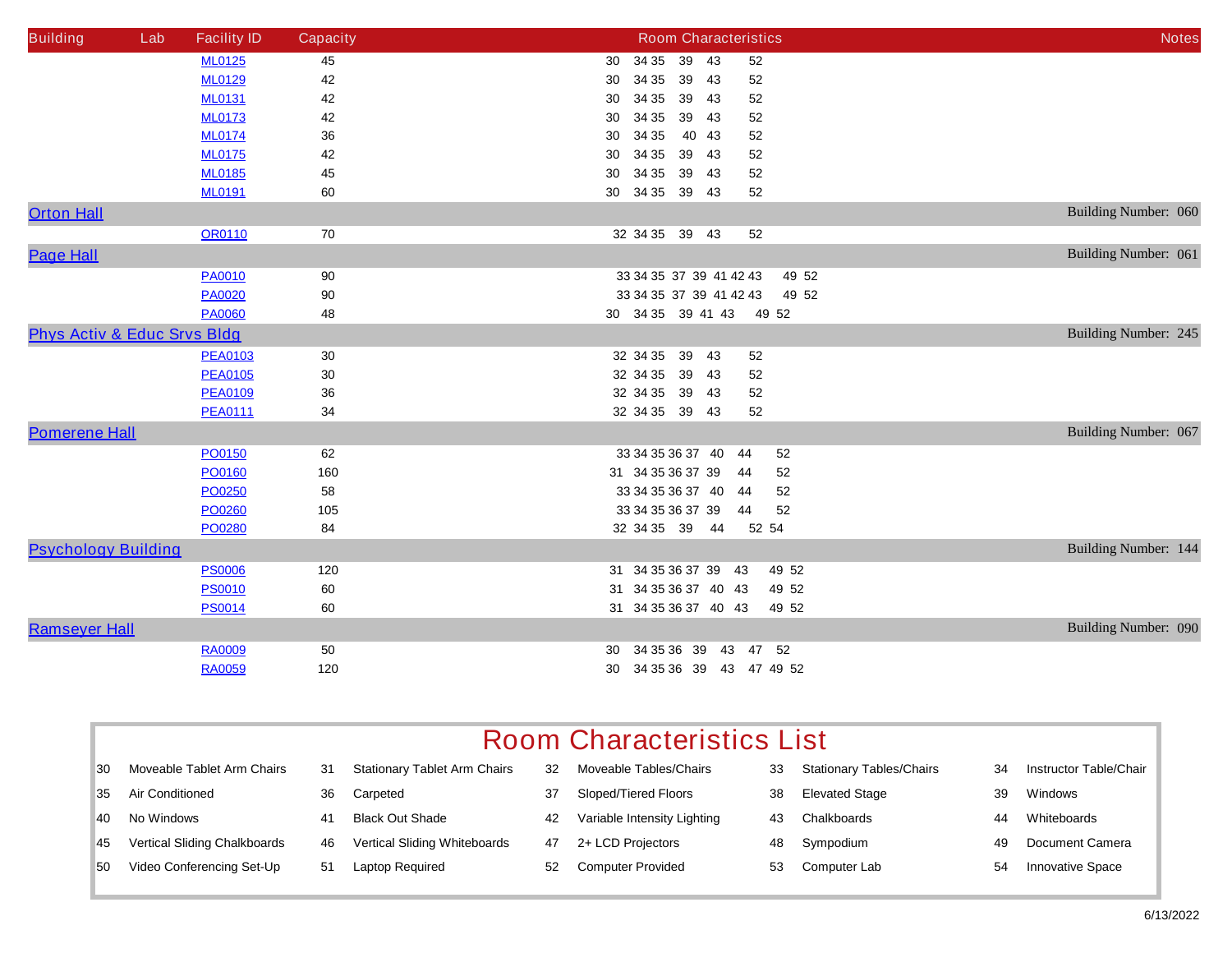| Building | Lab | Facility ID | Capacity | Room Characteristics | Notes |
|---|---|---|---|---|---|
| | | ML0125 | 45 | 30 34 35 39 43 52 | |
| | | ML0129 | 42 | 30 34 35 39 43 52 | |
| | | ML0131 | 42 | 30 34 35 39 43 52 | |
| | | ML0173 | 42 | 30 34 35 39 43 52 | |
| | | ML0174 | 36 | 30 34 35 40 43 52 | |
| | | ML0175 | 42 | 30 34 35 39 43 52 | |
| | | ML0185 | 45 | 30 34 35 39 43 52 | |
| | | ML0191 | 60 | 30 34 35 39 43 52 | |
| Orton Hall | | | | | Building Number: 060 |
| | | OR0110 | 70 | 32 34 35 39 43 52 | |
| Page Hall | | | | | Building Number: 061 |
| | | PA0010 | 90 | 33 34 35 37 39 41 42 43 49 52 | |
| | | PA0020 | 90 | 33 34 35 37 39 41 42 43 49 52 | |
| | | PA0060 | 48 | 30 34 35 39 41 43 49 52 | |
| Phys Activ & Educ Srvs Bldg | | | | | Building Number: 245 |
| | | PEA0103 | 30 | 32 34 35 39 43 52 | |
| | | PEA0105 | 30 | 32 34 35 39 43 52 | |
| | | PEA0109 | 36 | 32 34 35 39 43 52 | |
| | | PEA0111 | 34 | 32 34 35 39 43 52 | |
| Pomerene Hall | | | | | Building Number: 067 |
| | | PO0150 | 62 | 33 34 35 36 37 40 44 52 | |
| | | PO0160 | 160 | 31 34 35 36 37 39 44 52 | |
| | | PO0250 | 58 | 33 34 35 36 37 40 44 52 | |
| | | PO0260 | 105 | 33 34 35 36 37 39 44 52 | |
| | | PO0280 | 84 | 32 34 35 39 44 52 54 | |
| Psychology Building | | | | | Building Number: 144 |
| | | PS0006 | 120 | 31 34 35 36 37 39 43 49 52 | |
| | | PS0010 | 60 | 31 34 35 36 37 40 43 49 52 | |
| | | PS0014 | 60 | 31 34 35 36 37 40 43 49 52 | |
| Ramseyer Hall | | | | | Building Number: 090 |
| | | RA0009 | 50 | 30 34 35 36 39 43 47 52 | |
| | | RA0059 | 120 | 30 34 35 36 39 43 47 49 52 | |

## Room Characteristics List

| | | | | | | | | | |
|---|---|---|---|---|---|---|---|---|---|
| 30 | Moveable Tablet Arm Chairs | 31 | Stationary Tablet Arm Chairs | 32 | Moveable Tables/Chairs | 33 | Stationary Tables/Chairs | 34 | Instructor Table/Chair |
| 35 | Air Conditioned | 36 | Carpeted | 37 | Sloped/Tiered Floors | 38 | Elevated Stage | 39 | Windows |
| 40 | No Windows | 41 | Black Out Shade | 42 | Variable Intensity Lighting | 43 | Chalkboards | 44 | Whiteboards |
| 45 | Vertical Sliding Chalkboards | 46 | Vertical Sliding Whiteboards | 47 | 2+ LCD Projectors | 48 | Sympodium | 49 | Document Camera |
| 50 | Video Conferencing Set-Up | 51 | Laptop Required | 52 | Computer Provided | 53 | Computer Lab | 54 | Innovative Space |

6/13/2022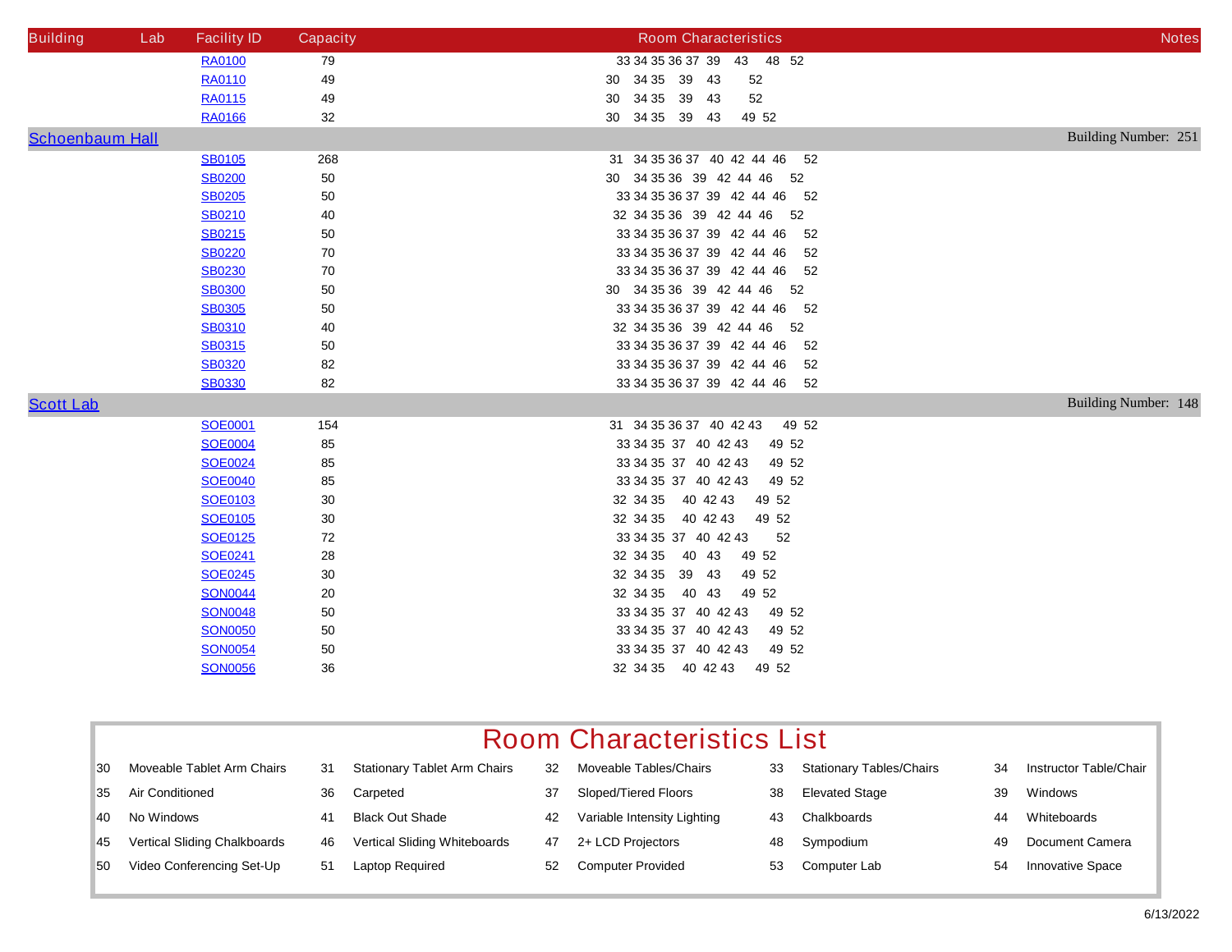| Building | Lab | Facility ID | Capacity | Room Characteristics | Notes |
|---|---|---|---|---|---|
| | | RA0100 | 79 | 33 34 35 36 37 39 43 48 52 | |
| | | RA0110 | 49 | 30 34 35 39 43 52 | |
| | | RA0115 | 49 | 30 34 35 39 43 52 | |
| | | RA0166 | 32 | 30 34 35 39 43 49 52 | |
| **Schoenbaum Hall** | | | | | Building Number: 251 |
| | | SB0105 | 268 | 31 34 35 36 37 40 42 44 46 52 | |
| | | SB0200 | 50 | 30 34 35 36 39 42 44 46 52 | |
| | | SB0205 | 50 | 33 34 35 36 37 39 42 44 46 52 | |
| | | SB0210 | 40 | 32 34 35 36 39 42 44 46 52 | |
| | | SB0215 | 50 | 33 34 35 36 37 39 42 44 46 52 | |
| | | SB0220 | 70 | 33 34 35 36 37 39 42 44 46 52 | |
| | | SB0230 | 70 | 33 34 35 36 37 39 42 44 46 52 | |
| | | SB0300 | 50 | 30 34 35 36 39 42 44 46 52 | |
| | | SB0305 | 50 | 33 34 35 36 37 39 42 44 46 52 | |
| | | SB0310 | 40 | 32 34 35 36 39 42 44 46 52 | |
| | | SB0315 | 50 | 33 34 35 36 37 39 42 44 46 52 | |
| | | SB0320 | 82 | 33 34 35 36 37 39 42 44 46 52 | |
| | | SB0330 | 82 | 33 34 35 36 37 39 42 44 46 52 | |
| **Scott Lab** | | | | | Building Number: 148 |
| | | SOE0001 | 154 | 31 34 35 36 37 40 42 43 49 52 | |
| | | SOE0004 | 85 | 33 34 35 37 40 42 43 49 52 | |
| | | SOE0024 | 85 | 33 34 35 37 40 42 43 49 52 | |
| | | SOE0040 | 85 | 33 34 35 37 40 42 43 49 52 | |
| | | SOE0103 | 30 | 32 34 35 40 42 43 49 52 | |
| | | SOE0105 | 30 | 32 34 35 40 42 43 49 52 | |
| | | SOE0125 | 72 | 33 34 35 37 40 42 43 52 | |
| | | SOE0241 | 28 | 32 34 35 40 43 49 52 | |
| | | SOE0245 | 30 | 32 34 35 39 43 49 52 | |
| | | SON0044 | 20 | 32 34 35 40 43 49 52 | |
| | | SON0048 | 50 | 33 34 35 37 40 42 43 49 52 | |
| | | SON0050 | 50 | 33 34 35 37 40 42 43 49 52 | |
| | | SON0054 | 50 | 33 34 35 37 40 42 43 49 52 | |
| | | SON0056 | 36 | 32 34 35 40 42 43 49 52 | |

## Room Characteristics List

| | | | | | | | | | |
|---|---|---|---|---|---|---|---|---|---|
| 30 | Moveable Tablet Arm Chairs | 31 | Stationary Tablet Arm Chairs | 32 | Moveable Tables/Chairs | 33 | Stationary Tables/Chairs | 34 | Instructor Table/Chair |
| 35 | Air Conditioned | 36 | Carpeted | 37 | Sloped/Tiered Floors | 38 | Elevated Stage | 39 | Windows |
| 40 | No Windows | 41 | Black Out Shade | 42 | Variable Intensity Lighting | 43 | Chalkboards | 44 | Whiteboards |
| 45 | Vertical Sliding Chalkboards | 46 | Vertical Sliding Whiteboards | 47 | 2+ LCD Projectors | 48 | Sympodium | 49 | Document Camera |
| 50 | Video Conferencing Set-Up | 51 | Laptop Required | 52 | Computer Provided | 53 | Computer Lab | 54 | Innovative Space |

6/13/2022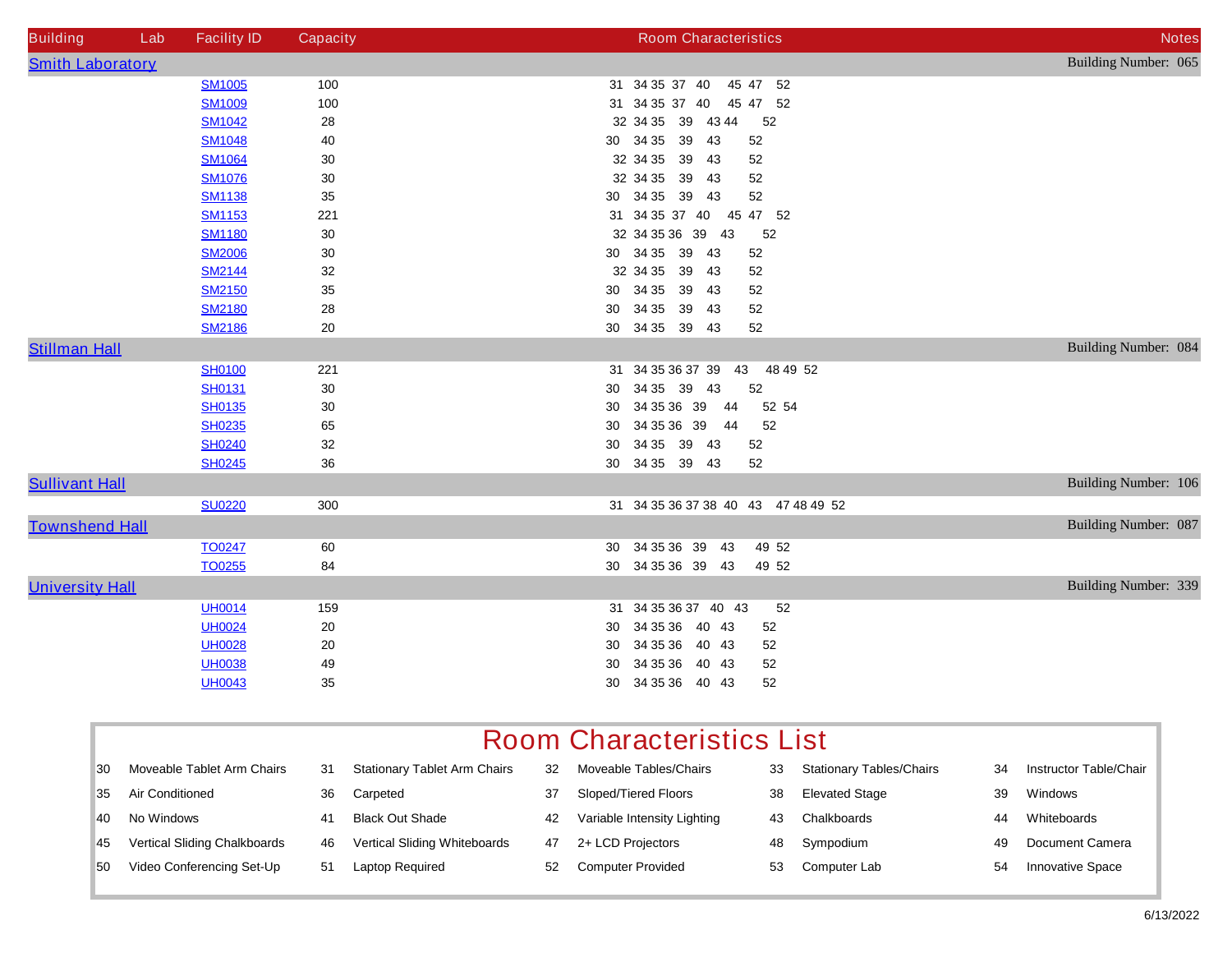| Building | Lab | Facility ID | Capacity | Room Characteristics | Notes |
|---|---|---|---|---|---|
| Smith Laboratory | | | | | Building Number: 065 |
| | | SM1005 | 100 | 31 34 35 37 40 45 47 52 | |
| | | SM1009 | 100 | 31 34 35 37 40 45 47 52 | |
| | | SM1042 | 28 | 32 34 35 39 43 44 52 | |
| | | SM1048 | 40 | 30 34 35 39 43 52 | |
| | | SM1064 | 30 | 32 34 35 39 43 52 | |
| | | SM1076 | 30 | 32 34 35 39 43 52 | |
| | | SM1138 | 35 | 30 34 35 39 43 52 | |
| | | SM1153 | 221 | 31 34 35 37 40 45 47 52 | |
| | | SM1180 | 30 | 32 34 35 36 39 43 52 | |
| | | SM2006 | 30 | 30 34 35 39 43 52 | |
| | | SM2144 | 32 | 32 34 35 39 43 52 | |
| | | SM2150 | 35 | 30 34 35 39 43 52 | |
| | | SM2180 | 28 | 30 34 35 39 43 52 | |
| | | SM2186 | 20 | 30 34 35 39 43 52 | |
| Stillman Hall | | | | | Building Number: 084 |
| | | SH0100 | 221 | 31 34 35 36 37 39 43 48 49 52 | |
| | | SH0131 | 30 | 30 34 35 39 43 52 | |
| | | SH0135 | 30 | 30 34 35 36 39 44 52 54 | |
| | | SH0235 | 65 | 30 34 35 36 39 44 52 | |
| | | SH0240 | 32 | 30 34 35 39 43 52 | |
| | | SH0245 | 36 | 30 34 35 39 43 52 | |
| Sullivant Hall | | | | | Building Number: 106 |
| | | SU0220 | 300 | 31 34 35 36 37 38 40 43 47 48 49 52 | |
| Townshend Hall | | | | | Building Number: 087 |
| | | TO0247 | 60 | 30 34 35 36 39 43 49 52 | |
| | | TO0255 | 84 | 30 34 35 36 39 43 49 52 | |
| University Hall | | | | | Building Number: 339 |
| | | UH0014 | 159 | 31 34 35 36 37 40 43 52 | |
| | | UH0024 | 20 | 30 34 35 36 40 43 52 | |
| | | UH0028 | 20 | 30 34 35 36 40 43 52 | |
| | | UH0038 | 49 | 30 34 35 36 40 43 52 | |
| | | UH0043 | 35 | 30 34 35 36 40 43 52 | |

## Room Characteristics List

| | | | | | | | | | |
|---|---|---|---|---|---|---|---|---|---|
| 30 | Moveable Tablet Arm Chairs | 31 | Stationary Tablet Arm Chairs | 32 | Moveable Tables/Chairs | 33 | Stationary Tables/Chairs | 34 | Instructor Table/Chair |
| 35 | Air Conditioned | 36 | Carpeted | 37 | Sloped/Tiered Floors | 38 | Elevated Stage | 39 | Windows |
| 40 | No Windows | 41 | Black Out Shade | 42 | Variable Intensity Lighting | 43 | Chalkboards | 44 | Whiteboards |
| 45 | Vertical Sliding Chalkboards | 46 | Vertical Sliding Whiteboards | 47 | 2+ LCD Projectors | 48 | Sympodium | 49 | Document Camera |
| 50 | Video Conferencing Set-Up | 51 | Laptop Required | 52 | Computer Provided | 53 | Computer Lab | 54 | Innovative Space |

6/13/2022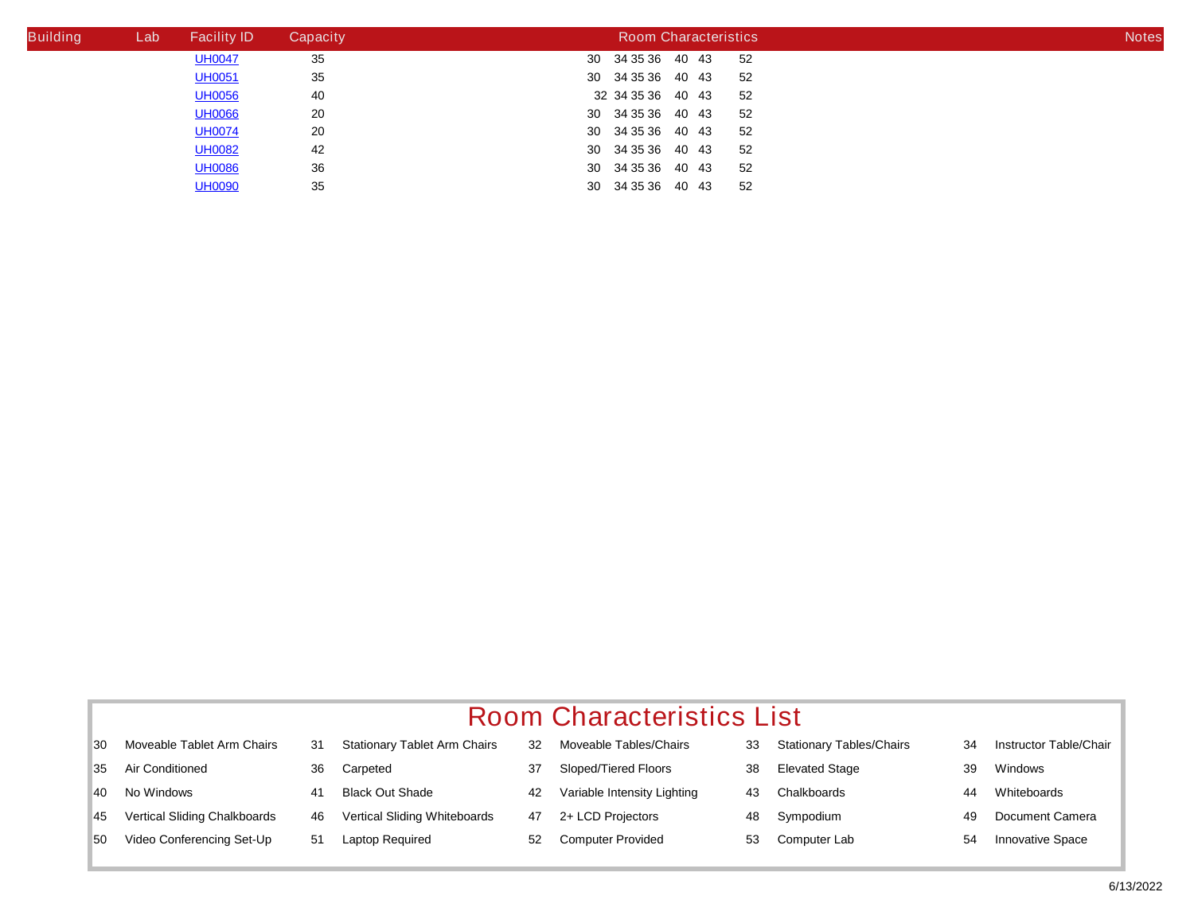| Building | Lab | Facility ID | Capacity | Room Characteristics | Notes |
|---|---|---|---|---|---|
| | | UH0047 | 35 | 30 34 35 36 40 43 52 | |
| | | UH0051 | 35 | 30 34 35 36 40 43 52 | |
| | | UH0056 | 40 | 32 34 35 36 40 43 52 | |
| | | UH0066 | 20 | 30 34 35 36 40 43 52 | |
| | | UH0074 | 20 | 30 34 35 36 40 43 52 | |
| | | UH0082 | 42 | 30 34 35 36 40 43 52 | |
| | | UH0086 | 36 | 30 34 35 36 40 43 52 | |
| | | UH0090 | 35 | 30 34 35 36 40 43 52 | |

## Room Characteristics List

| | | | | | | | | | |
|---|---|---|---|---|---|---|---|---|---|
| 30 | Moveable Tablet Arm Chairs | 31 | Stationary Tablet Arm Chairs | 32 | Moveable Tables/Chairs | 33 | Stationary Tables/Chairs | 34 | Instructor Table/Chair |
| 35 | Air Conditioned | 36 | Carpeted | 37 | Sloped/Tiered Floors | 38 | Elevated Stage | 39 | Windows |
| 40 | No Windows | 41 | Black Out Shade | 42 | Variable Intensity Lighting | 43 | Chalkboards | 44 | Whiteboards |
| 45 | Vertical Sliding Chalkboards | 46 | Vertical Sliding Whiteboards | 47 | 2+ LCD Projectors | 48 | Sympodium | 49 | Document Camera |
| 50 | Video Conferencing Set-Up | 51 | Laptop Required | 52 | Computer Provided | 53 | Computer Lab | 54 | Innovative Space |

6/13/2022